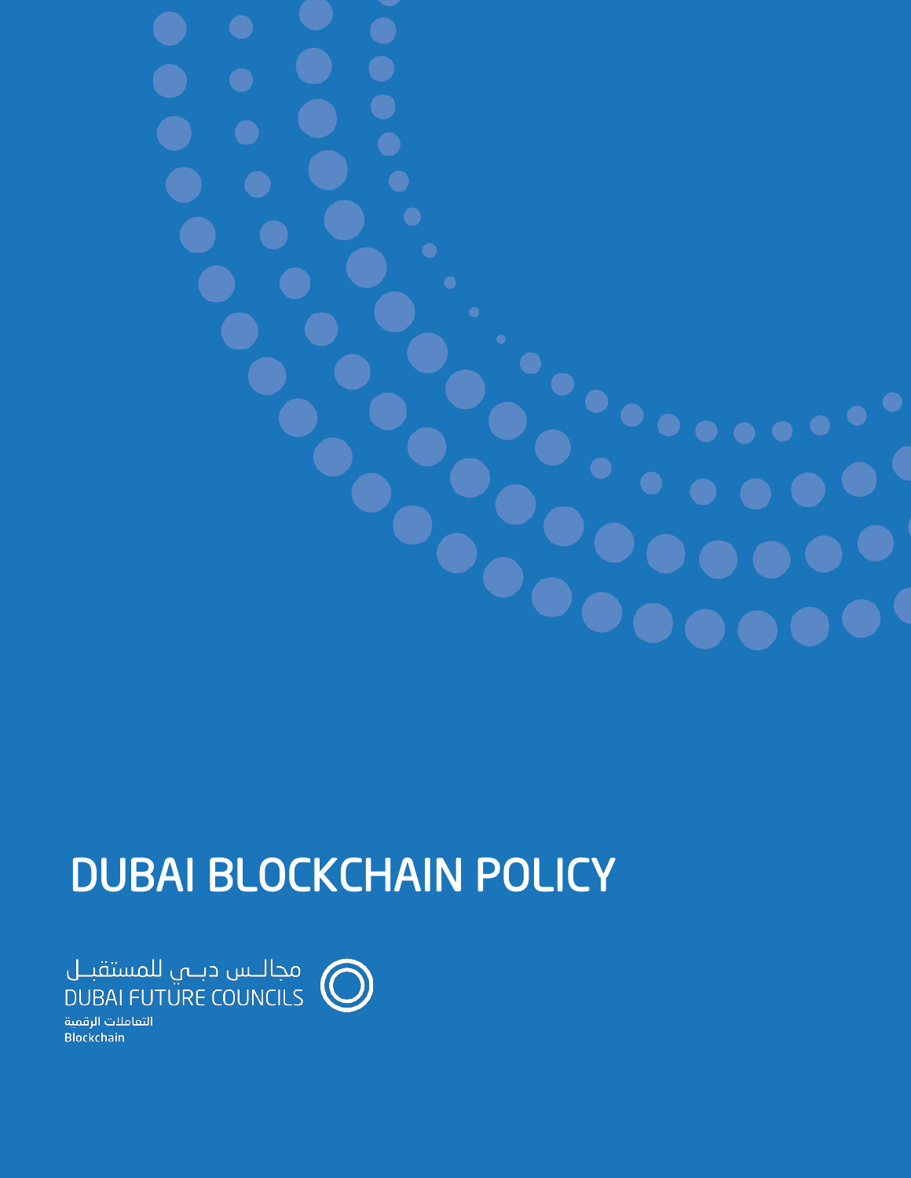# DUBAI BLOCKCHAIN POLICY

مجالــس دبــي للمستقبــل
DUBAI FUTURE COUNCILS

التعاملات الرقمية
Blockchain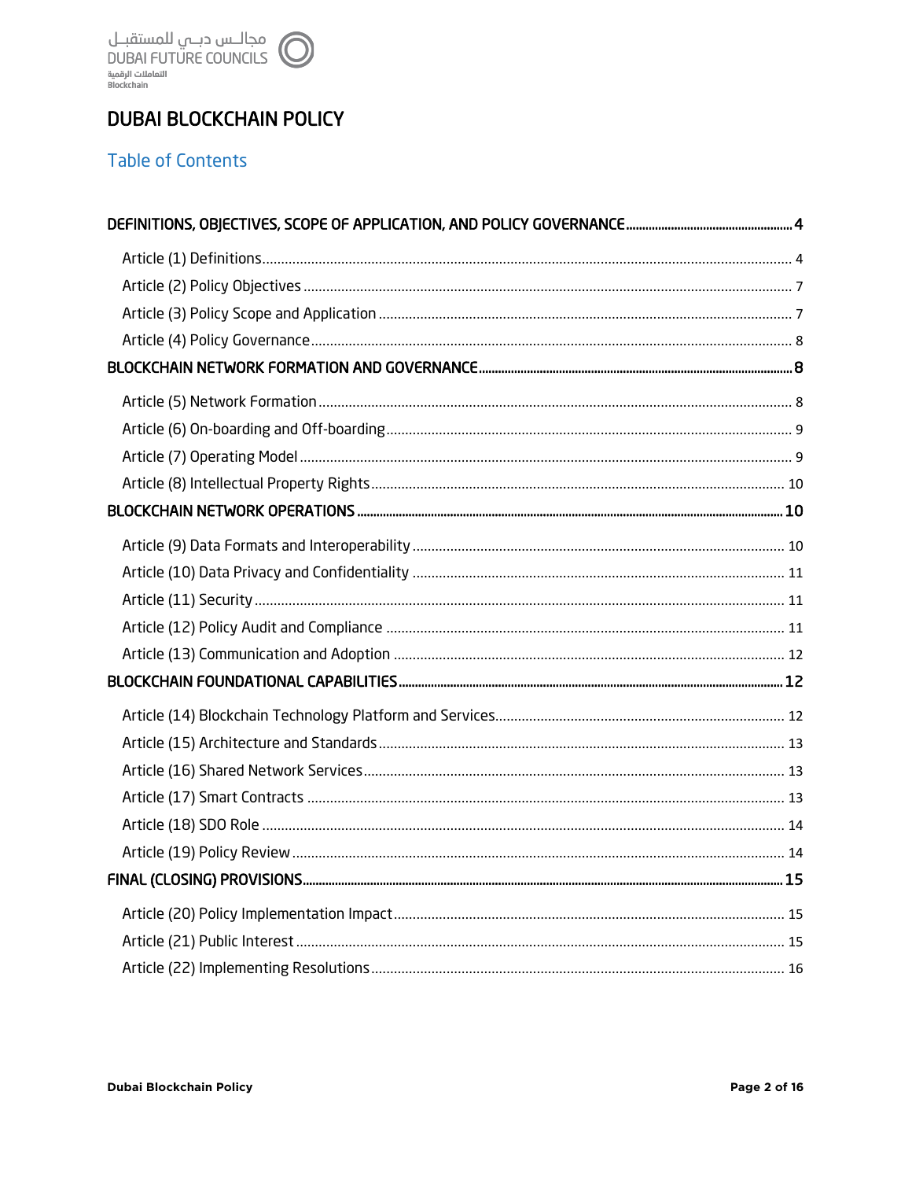# DUBAI BLOCKCHAIN POLICY

## Table of Contents

DEFINITIONS, OBJECTIVES, SCOPE OF APPLICATION, AND POLICY GOVERNANCE ..... 4

- Article (1) Definitions ..... 4
- Article (2) Policy Objectives ..... 7
- Article (3) Policy Scope and Application ..... 7
- Article (4) Policy Governance ..... 8

BLOCKCHAIN NETWORK FORMATION AND GOVERNANCE ..... 8

- Article (5) Network Formation ..... 8
- Article (6) On-boarding and Off-boarding ..... 9
- Article (7) Operating Model ..... 9
- Article (8) Intellectual Property Rights ..... 10

BLOCKCHAIN NETWORK OPERATIONS ..... 10

- Article (9) Data Formats and Interoperability ..... 10
- Article (10) Data Privacy and Confidentiality ..... 11
- Article (11) Security ..... 11
- Article (12) Policy Audit and Compliance ..... 11
- Article (13) Communication and Adoption ..... 12

BLOCKCHAIN FOUNDATIONAL CAPABILITIES ..... 12

- Article (14) Blockchain Technology Platform and Services ..... 12
- Article (15) Architecture and Standards ..... 13
- Article (16) Shared Network Services ..... 13
- Article (17) Smart Contracts ..... 13
- Article (18) SDO Role ..... 14
- Article (19) Policy Review ..... 14

FINAL (CLOSING) PROVISIONS ..... 15

- Article (20) Policy Implementation Impact ..... 15
- Article (21) Public Interest ..... 15
- Article (22) Implementing Resolutions ..... 16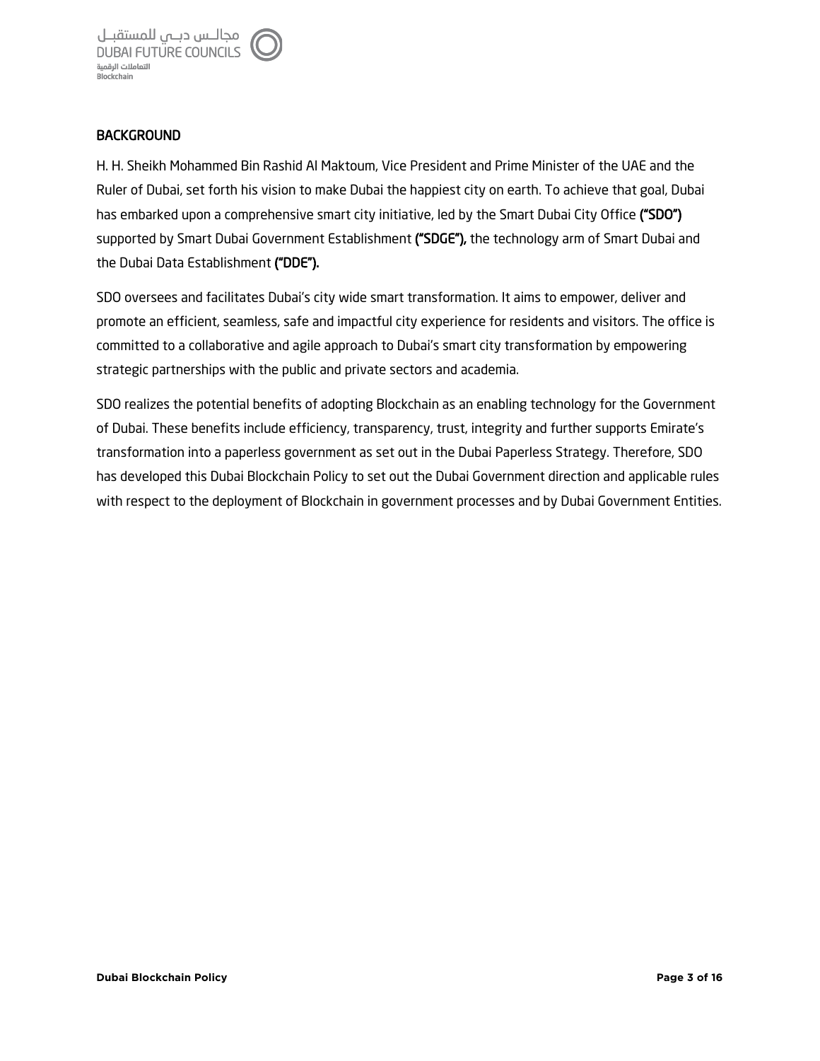## BACKGROUND

H. H. Sheikh Mohammed Bin Rashid Al Maktoum, Vice President and Prime Minister of the UAE and the Ruler of Dubai, set forth his vision to make Dubai the happiest city on earth. To achieve that goal, Dubai has embarked upon a comprehensive smart city initiative, led by the Smart Dubai City Office **("SDO")** supported by Smart Dubai Government Establishment **("SDGE"),** the technology arm of Smart Dubai and the Dubai Data Establishment **("DDE").**

SDO oversees and facilitates Dubai's city wide smart transformation. It aims to empower, deliver and promote an efficient, seamless, safe and impactful city experience for residents and visitors. The office is committed to a collaborative and agile approach to Dubai's smart city transformation by empowering strategic partnerships with the public and private sectors and academia.

SDO realizes the potential benefits of adopting Blockchain as an enabling technology for the Government of Dubai. These benefits include efficiency, transparency, trust, integrity and further supports Emirate's transformation into a paperless government as set out in the Dubai Paperless Strategy. Therefore, SDO has developed this Dubai Blockchain Policy to set out the Dubai Government direction and applicable rules with respect to the deployment of Blockchain in government processes and by Dubai Government Entities.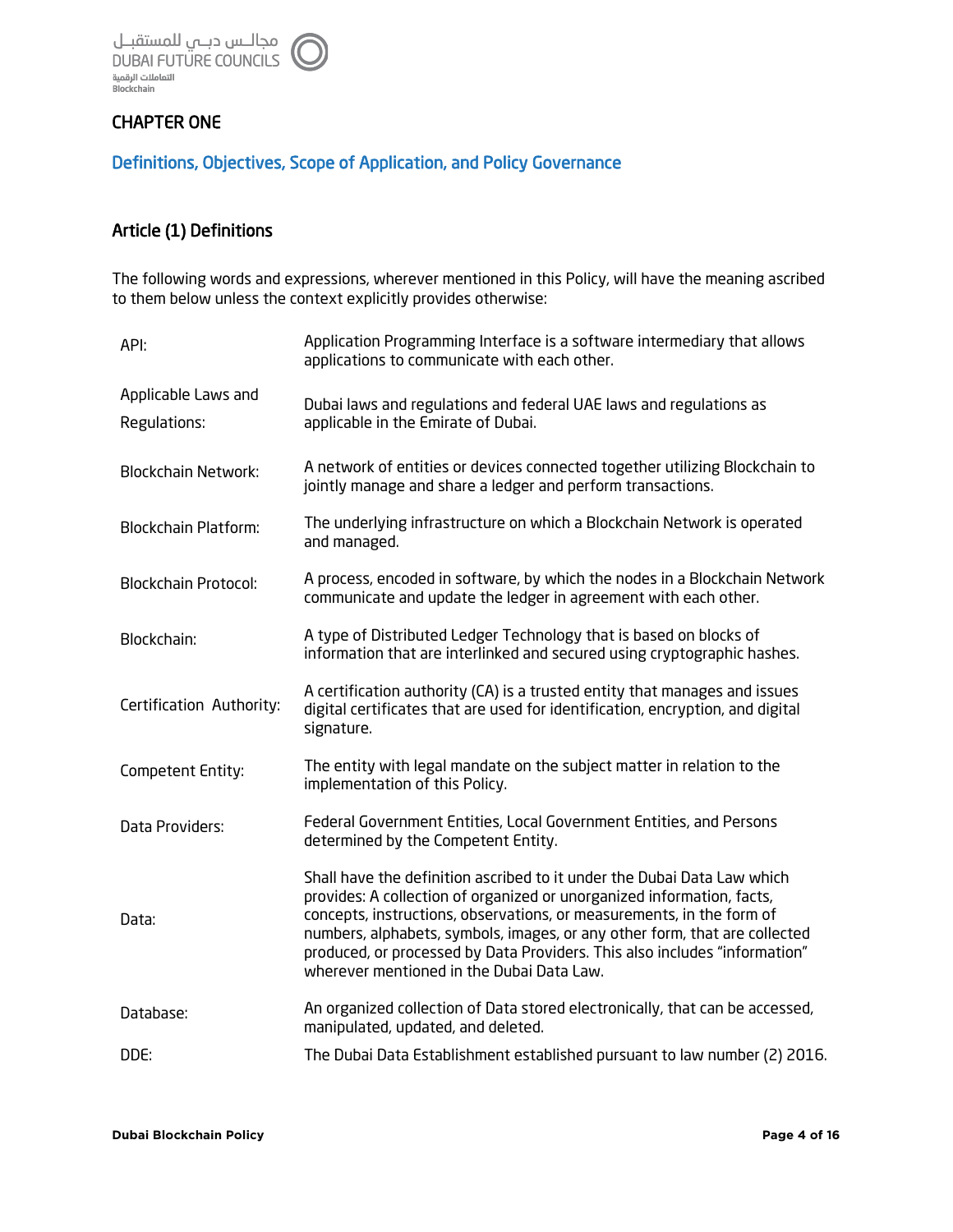## CHAPTER ONE

### Definitions, Objectives, Scope of Application, and Policy Governance

### Article (1) Definitions

The following words and expressions, wherever mentioned in this Policy, will have the meaning ascribed to them below unless the context explicitly provides otherwise:

| | |
|---|---|
| API: | Application Programming Interface is a software intermediary that allows applications to communicate with each other. |
| Applicable Laws and Regulations: | Dubai laws and regulations and federal UAE laws and regulations as applicable in the Emirate of Dubai. |
| Blockchain Network: | A network of entities or devices connected together utilizing Blockchain to jointly manage and share a ledger and perform transactions. |
| Blockchain Platform: | The underlying infrastructure on which a Blockchain Network is operated and managed. |
| Blockchain Protocol: | A process, encoded in software, by which the nodes in a Blockchain Network communicate and update the ledger in agreement with each other. |
| Blockchain: | A type of Distributed Ledger Technology that is based on blocks of information that are interlinked and secured using cryptographic hashes. |
| Certification Authority: | A certification authority (CA) is a trusted entity that manages and issues digital certificates that are used for identification, encryption, and digital signature. |
| Competent Entity: | The entity with legal mandate on the subject matter in relation to the implementation of this Policy. |
| Data Providers: | Federal Government Entities, Local Government Entities, and Persons determined by the Competent Entity. |
| Data: | Shall have the definition ascribed to it under the Dubai Data Law which provides: A collection of organized or unorganized information, facts, concepts, instructions, observations, or measurements, in the form of numbers, alphabets, symbols, images, or any other form, that are collected produced, or processed by Data Providers. This also includes "information" wherever mentioned in the Dubai Data Law. |
| Database: | An organized collection of Data stored electronically, that can be accessed, manipulated, updated, and deleted. |
| DDE: | The Dubai Data Establishment established pursuant to law number (2) 2016. |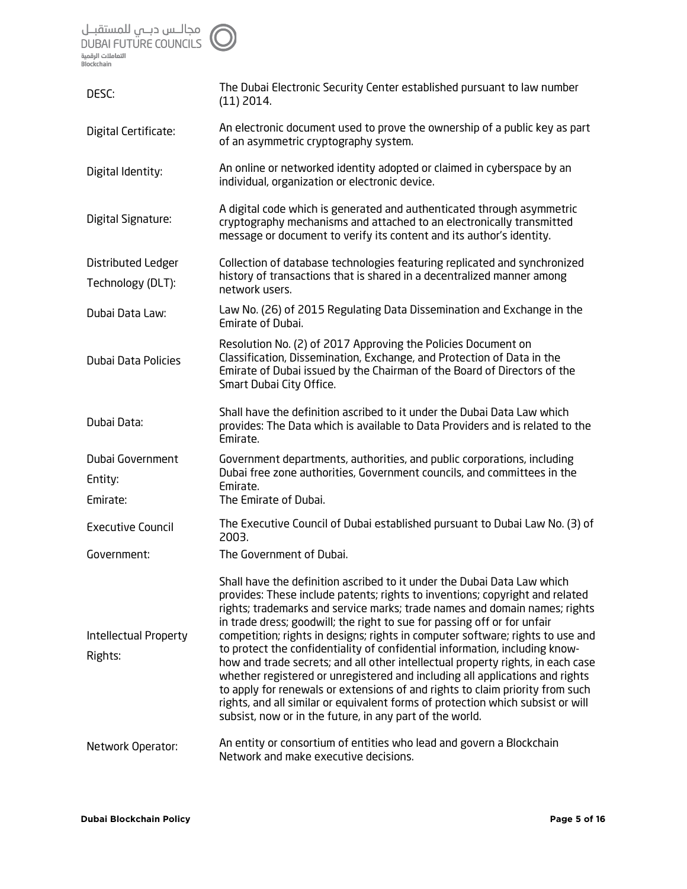| | |
|---|---|
| DESC: | The Dubai Electronic Security Center established pursuant to law number (11) 2014. |
| Digital Certificate: | An electronic document used to prove the ownership of a public key as part of an asymmetric cryptography system. |
| Digital Identity: | An online or networked identity adopted or claimed in cyberspace by an individual, organization or electronic device. |
| Digital Signature: | A digital code which is generated and authenticated through asymmetric cryptography mechanisms and attached to an electronically transmitted message or document to verify its content and its author's identity. |
| Distributed Ledger Technology (DLT): | Collection of database technologies featuring replicated and synchronized history of transactions that is shared in a decentralized manner among network users. |
| Dubai Data Law: | Law No. (26) of 2015 Regulating Data Dissemination and Exchange in the Emirate of Dubai. |
| Dubai Data Policies | Resolution No. (2) of 2017 Approving the Policies Document on Classification, Dissemination, Exchange, and Protection of Data in the Emirate of Dubai issued by the Chairman of the Board of Directors of the Smart Dubai City Office. |
| Dubai Data: | Shall have the definition ascribed to it under the Dubai Data Law which provides: The Data which is available to Data Providers and is related to the Emirate. |
| Dubai Government Entity: | Government departments, authorities, and public corporations, including Dubai free zone authorities, Government councils, and committees in the Emirate. |
| Emirate: | The Emirate of Dubai. |
| Executive Council | The Executive Council of Dubai established pursuant to Dubai Law No. (3) of 2003. |
| Government: | The Government of Dubai. |
| Intellectual Property Rights: | Shall have the definition ascribed to it under the Dubai Data Law which provides: These include patents; rights to inventions; copyright and related rights; trademarks and service marks; trade names and domain names; rights in trade dress; goodwill; the right to sue for passing off or for unfair competition; rights in designs; rights in computer software; rights to use and to protect the confidentiality of confidential information, including know-how and trade secrets; and all other intellectual property rights, in each case whether registered or unregistered and including all applications and rights to apply for renewals or extensions of and rights to claim priority from such rights, and all similar or equivalent forms of protection which subsist or will subsist, now or in the future, in any part of the world. |
| Network Operator: | An entity or consortium of entities who lead and govern a Blockchain Network and make executive decisions. |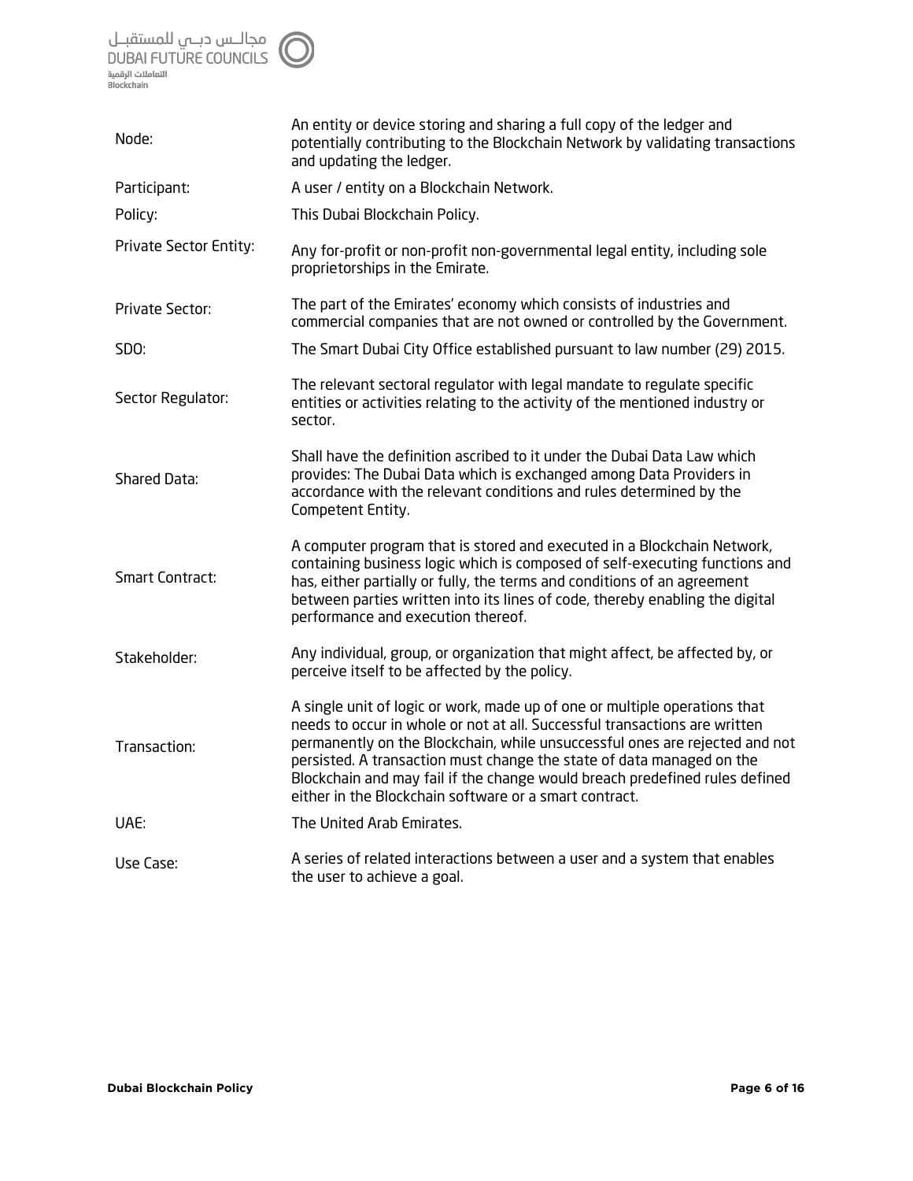| | |
|---|---|
| Node: | An entity or device storing and sharing a full copy of the ledger and potentially contributing to the Blockchain Network by validating transactions and updating the ledger. |
| Participant: | A user / entity on a Blockchain Network. |
| Policy: | This Dubai Blockchain Policy. |
| Private Sector Entity: | Any for-profit or non-profit non-governmental legal entity, including sole proprietorships in the Emirate. |
| Private Sector: | The part of the Emirates' economy which consists of industries and commercial companies that are not owned or controlled by the Government. |
| SDO: | The Smart Dubai City Office established pursuant to law number (29) 2015. |
| Sector Regulator: | The relevant sectoral regulator with legal mandate to regulate specific entities or activities relating to the activity of the mentioned industry or sector. |
| Shared Data: | Shall have the definition ascribed to it under the Dubai Data Law which provides: The Dubai Data which is exchanged among Data Providers in accordance with the relevant conditions and rules determined by the Competent Entity. |
| Smart Contract: | A computer program that is stored and executed in a Blockchain Network, containing business logic which is composed of self-executing functions and has, either partially or fully, the terms and conditions of an agreement between parties written into its lines of code, thereby enabling the digital performance and execution thereof. |
| Stakeholder: | Any individual, group, or organization that might affect, be affected by, or perceive itself to be affected by the policy. |
| Transaction: | A single unit of logic or work, made up of one or multiple operations that needs to occur in whole or not at all. Successful transactions are written permanently on the Blockchain, while unsuccessful ones are rejected and not persisted. A transaction must change the state of data managed on the Blockchain and may fail if the change would breach predefined rules defined either in the Blockchain software or a smart contract. |
| UAE: | The United Arab Emirates. |
| Use Case: | A series of related interactions between a user and a system that enables the user to achieve a goal. |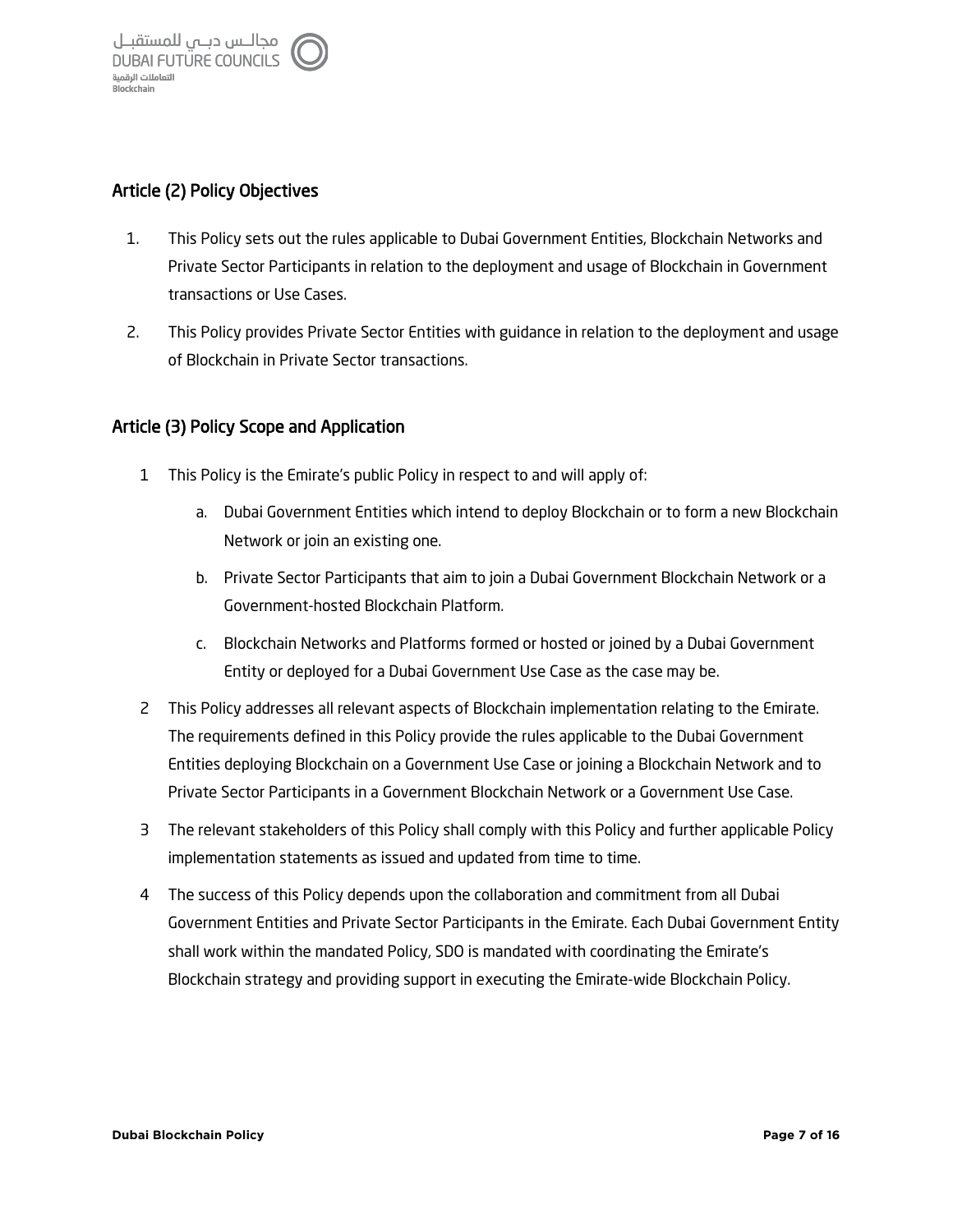## Article (2) Policy Objectives

1. This Policy sets out the rules applicable to Dubai Government Entities, Blockchain Networks and Private Sector Participants in relation to the deployment and usage of Blockchain in Government transactions or Use Cases.
2. This Policy provides Private Sector Entities with guidance in relation to the deployment and usage of Blockchain in Private Sector transactions.

## Article (3) Policy Scope and Application

1. This Policy is the Emirate's public Policy in respect to and will apply of:
   a. Dubai Government Entities which intend to deploy Blockchain or to form a new Blockchain Network or join an existing one.
   b. Private Sector Participants that aim to join a Dubai Government Blockchain Network or a Government-hosted Blockchain Platform.
   c. Blockchain Networks and Platforms formed or hosted or joined by a Dubai Government Entity or deployed for a Dubai Government Use Case as the case may be.
2. This Policy addresses all relevant aspects of Blockchain implementation relating to the Emirate. The requirements defined in this Policy provide the rules applicable to the Dubai Government Entities deploying Blockchain on a Government Use Case or joining a Blockchain Network and to Private Sector Participants in a Government Blockchain Network or a Government Use Case.
3. The relevant stakeholders of this Policy shall comply with this Policy and further applicable Policy implementation statements as issued and updated from time to time.
4. The success of this Policy depends upon the collaboration and commitment from all Dubai Government Entities and Private Sector Participants in the Emirate. Each Dubai Government Entity shall work within the mandated Policy, SDO is mandated with coordinating the Emirate's Blockchain strategy and providing support in executing the Emirate-wide Blockchain Policy.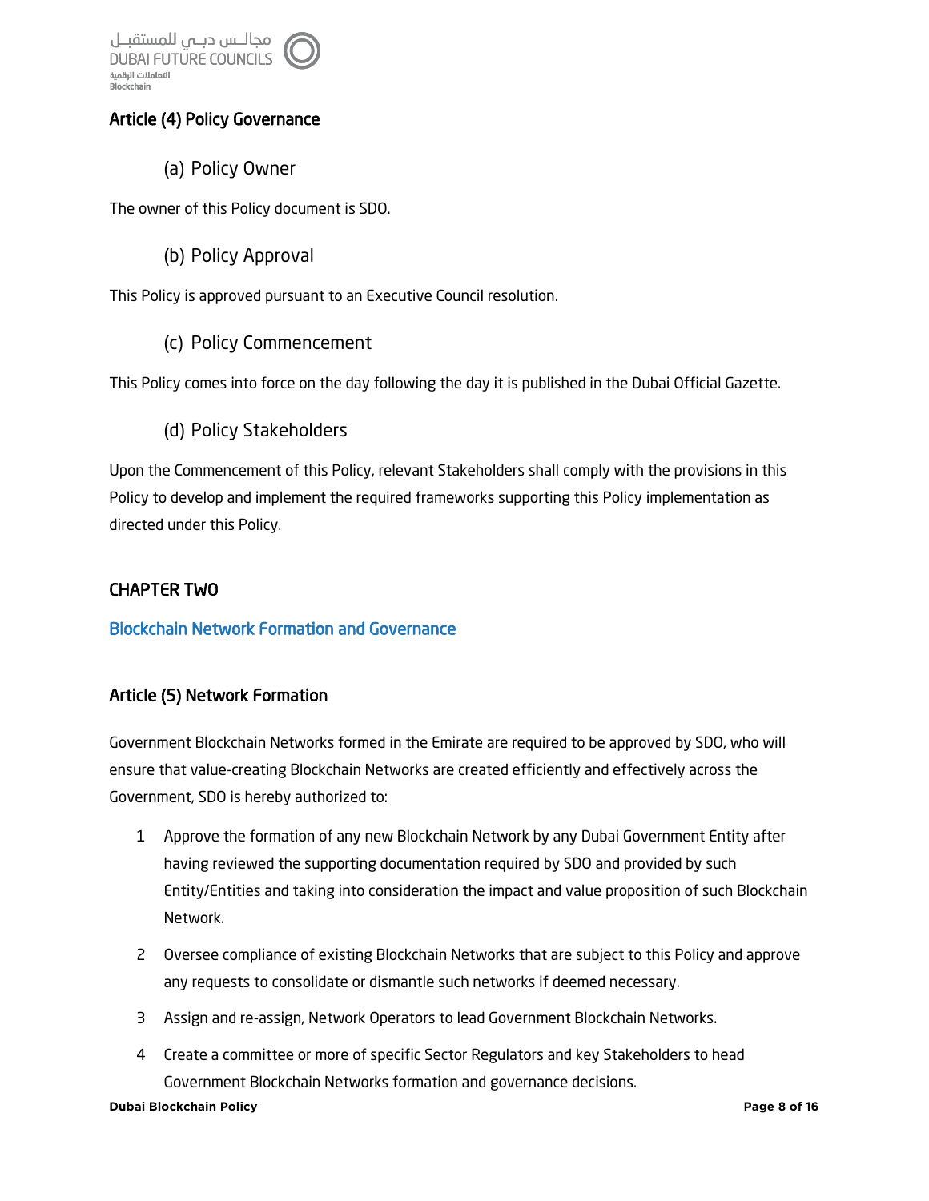## Article (4) Policy Governance

### (a) Policy Owner

The owner of this Policy document is SDO.

### (b) Policy Approval

This Policy is approved pursuant to an Executive Council resolution.

### (c) Policy Commencement

This Policy comes into force on the day following the day it is published in the Dubai Official Gazette.

### (d) Policy Stakeholders

Upon the Commencement of this Policy, relevant Stakeholders shall comply with the provisions in this Policy to develop and implement the required frameworks supporting this Policy implementation as directed under this Policy.

# CHAPTER TWO

## Blockchain Network Formation and Governance

## Article (5) Network Formation

Government Blockchain Networks formed in the Emirate are required to be approved by SDO, who will ensure that value-creating Blockchain Networks are created efficiently and effectively across the Government, SDO is hereby authorized to:

1. Approve the formation of any new Blockchain Network by any Dubai Government Entity after having reviewed the supporting documentation required by SDO and provided by such Entity/Entities and taking into consideration the impact and value proposition of such Blockchain Network.
2. Oversee compliance of existing Blockchain Networks that are subject to this Policy and approve any requests to consolidate or dismantle such networks if deemed necessary.
3. Assign and re-assign, Network Operators to lead Government Blockchain Networks.
4. Create a committee or more of specific Sector Regulators and key Stakeholders to head Government Blockchain Networks formation and governance decisions.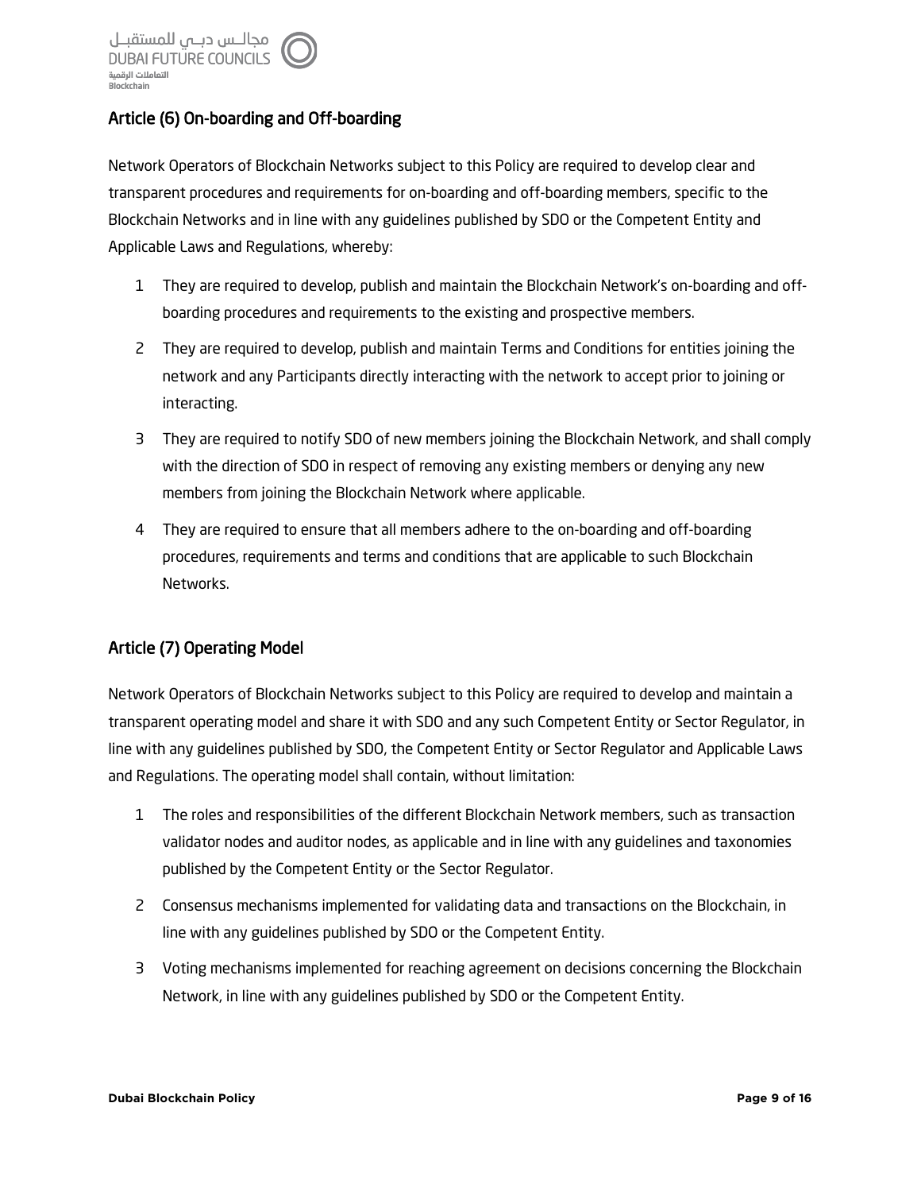## Article (6) On-boarding and Off-boarding

Network Operators of Blockchain Networks subject to this Policy are required to develop clear and transparent procedures and requirements for on-boarding and off-boarding members, specific to the Blockchain Networks and in line with any guidelines published by SDO or the Competent Entity and Applicable Laws and Regulations, whereby:

1. They are required to develop, publish and maintain the Blockchain Network's on-boarding and off-boarding procedures and requirements to the existing and prospective members.
2. They are required to develop, publish and maintain Terms and Conditions for entities joining the network and any Participants directly interacting with the network to accept prior to joining or interacting.
3. They are required to notify SDO of new members joining the Blockchain Network, and shall comply with the direction of SDO in respect of removing any existing members or denying any new members from joining the Blockchain Network where applicable.
4. They are required to ensure that all members adhere to the on-boarding and off-boarding procedures, requirements and terms and conditions that are applicable to such Blockchain Networks.

## Article (7) Operating Model

Network Operators of Blockchain Networks subject to this Policy are required to develop and maintain a transparent operating model and share it with SDO and any such Competent Entity or Sector Regulator, in line with any guidelines published by SDO, the Competent Entity or Sector Regulator and Applicable Laws and Regulations. The operating model shall contain, without limitation:

1. The roles and responsibilities of the different Blockchain Network members, such as transaction validator nodes and auditor nodes, as applicable and in line with any guidelines and taxonomies published by the Competent Entity or the Sector Regulator.
2. Consensus mechanisms implemented for validating data and transactions on the Blockchain, in line with any guidelines published by SDO or the Competent Entity.
3. Voting mechanisms implemented for reaching agreement on decisions concerning the Blockchain Network, in line with any guidelines published by SDO or the Competent Entity.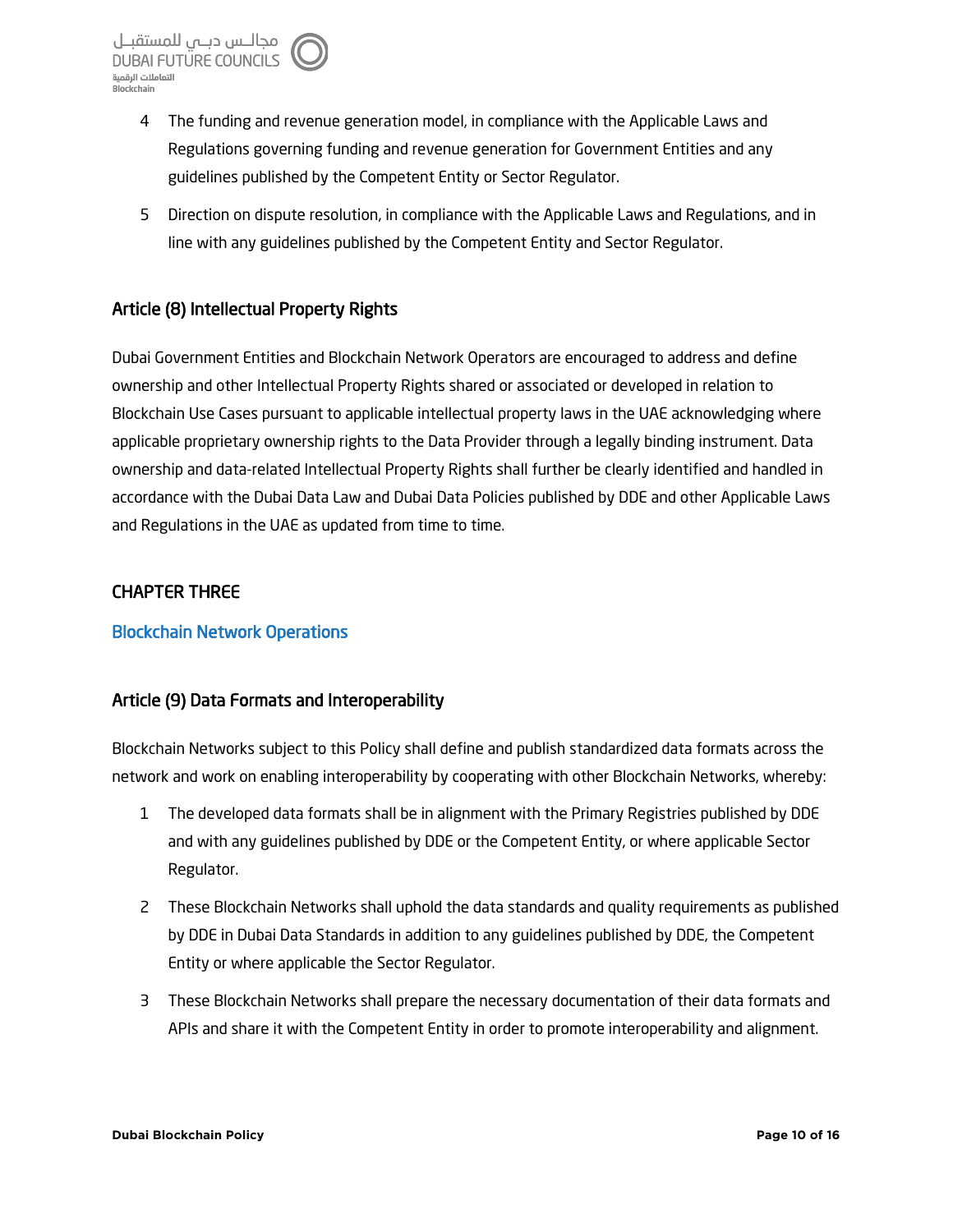4. The funding and revenue generation model, in compliance with the Applicable Laws and Regulations governing funding and revenue generation for Government Entities and any guidelines published by the Competent Entity or Sector Regulator.
5. Direction on dispute resolution, in compliance with the Applicable Laws and Regulations, and in line with any guidelines published by the Competent Entity and Sector Regulator.

### Article (8) Intellectual Property Rights

Dubai Government Entities and Blockchain Network Operators are encouraged to address and define ownership and other Intellectual Property Rights shared or associated or developed in relation to Blockchain Use Cases pursuant to applicable intellectual property laws in the UAE acknowledging where applicable proprietary ownership rights to the Data Provider through a legally binding instrument. Data ownership and data-related Intellectual Property Rights shall further be clearly identified and handled in accordance with the Dubai Data Law and Dubai Data Policies published by DDE and other Applicable Laws and Regulations in the UAE as updated from time to time.

## CHAPTER THREE

## Blockchain Network Operations

### Article (9) Data Formats and Interoperability

Blockchain Networks subject to this Policy shall define and publish standardized data formats across the network and work on enabling interoperability by cooperating with other Blockchain Networks, whereby:

1. The developed data formats shall be in alignment with the Primary Registries published by DDE and with any guidelines published by DDE or the Competent Entity, or where applicable Sector Regulator.
2. These Blockchain Networks shall uphold the data standards and quality requirements as published by DDE in Dubai Data Standards in addition to any guidelines published by DDE, the Competent Entity or where applicable the Sector Regulator.
3. These Blockchain Networks shall prepare the necessary documentation of their data formats and APIs and share it with the Competent Entity in order to promote interoperability and alignment.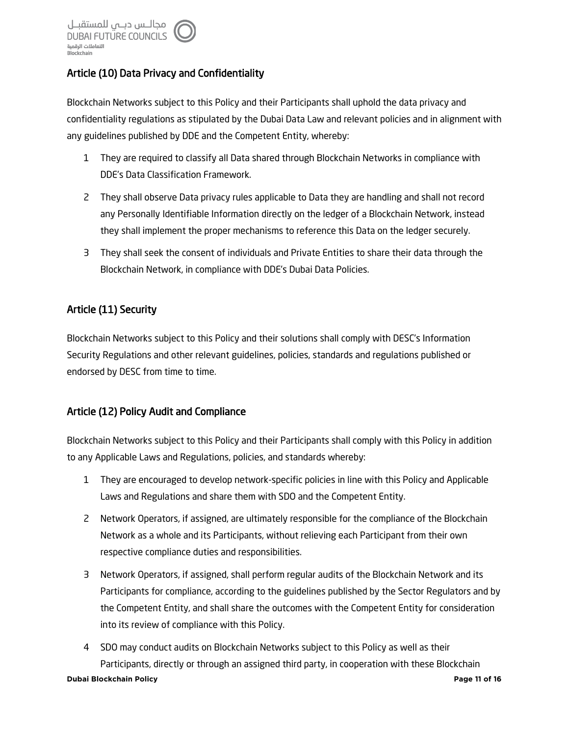## Article (10) Data Privacy and Confidentiality

Blockchain Networks subject to this Policy and their Participants shall uphold the data privacy and confidentiality regulations as stipulated by the Dubai Data Law and relevant policies and in alignment with any guidelines published by DDE and the Competent Entity, whereby:

1. They are required to classify all Data shared through Blockchain Networks in compliance with DDE's Data Classification Framework.
2. They shall observe Data privacy rules applicable to Data they are handling and shall not record any Personally Identifiable Information directly on the ledger of a Blockchain Network, instead they shall implement the proper mechanisms to reference this Data on the ledger securely.
3. They shall seek the consent of individuals and Private Entities to share their data through the Blockchain Network, in compliance with DDE's Dubai Data Policies.

## Article (11) Security

Blockchain Networks subject to this Policy and their solutions shall comply with DESC's Information Security Regulations and other relevant guidelines, policies, standards and regulations published or endorsed by DESC from time to time.

## Article (12) Policy Audit and Compliance

Blockchain Networks subject to this Policy and their Participants shall comply with this Policy in addition to any Applicable Laws and Regulations, policies, and standards whereby:

1. They are encouraged to develop network-specific policies in line with this Policy and Applicable Laws and Regulations and share them with SDO and the Competent Entity.
2. Network Operators, if assigned, are ultimately responsible for the compliance of the Blockchain Network as a whole and its Participants, without relieving each Participant from their own respective compliance duties and responsibilities.
3. Network Operators, if assigned, shall perform regular audits of the Blockchain Network and its Participants for compliance, according to the guidelines published by the Sector Regulators and by the Competent Entity, and shall share the outcomes with the Competent Entity for consideration into its review of compliance with this Policy.
4. SDO may conduct audits on Blockchain Networks subject to this Policy as well as their Participants, directly or through an assigned third party, in cooperation with these Blockchain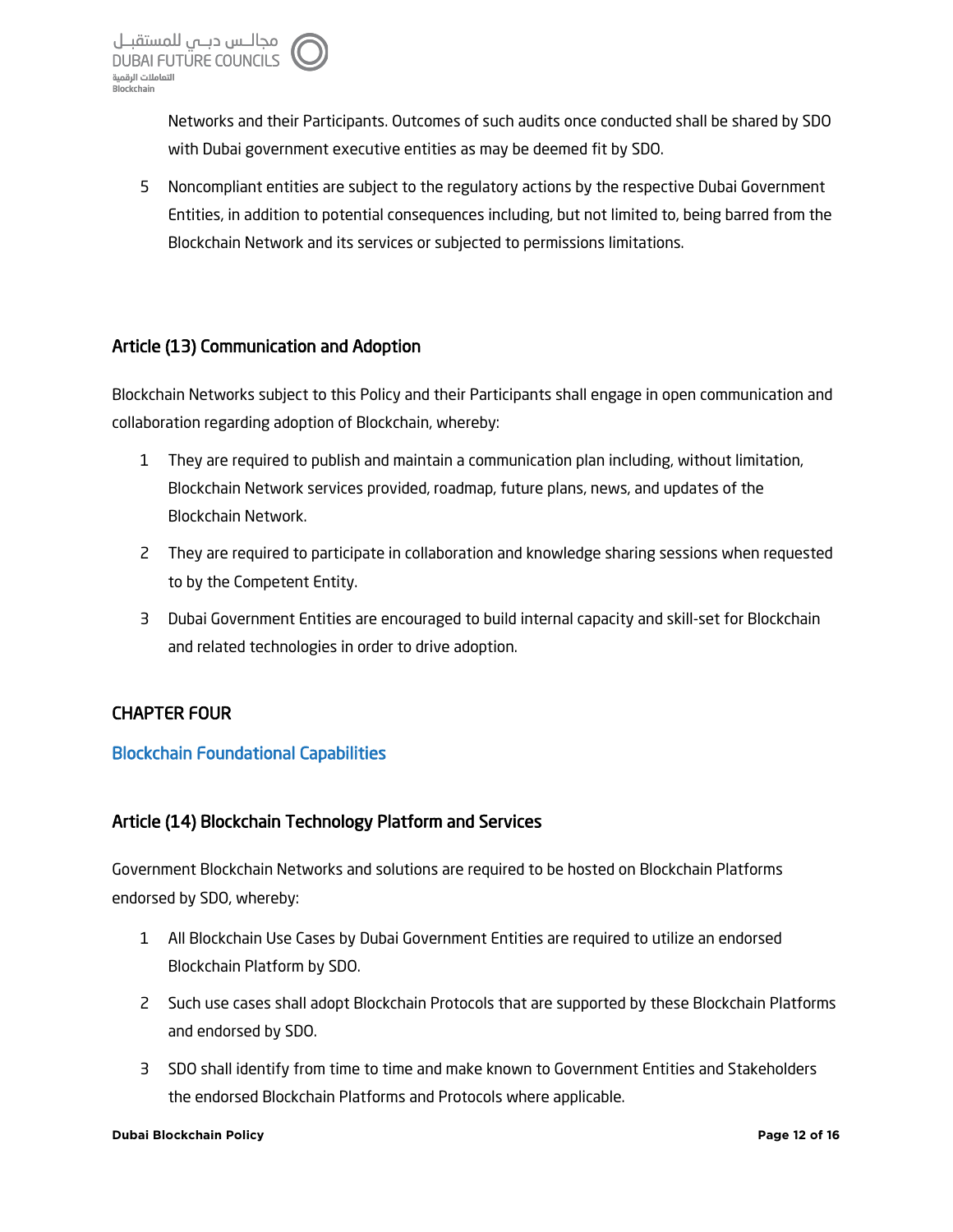Networks and their Participants. Outcomes of such audits once conducted shall be shared by SDO with Dubai government executive entities as may be deemed fit by SDO.

5 Noncompliant entities are subject to the regulatory actions by the respective Dubai Government Entities, in addition to potential consequences including, but not limited to, being barred from the Blockchain Network and its services or subjected to permissions limitations.

### Article (13) Communication and Adoption

Blockchain Networks subject to this Policy and their Participants shall engage in open communication and collaboration regarding adoption of Blockchain, whereby:

1 They are required to publish and maintain a communication plan including, without limitation, Blockchain Network services provided, roadmap, future plans, news, and updates of the Blockchain Network.

2 They are required to participate in collaboration and knowledge sharing sessions when requested to by the Competent Entity.

3 Dubai Government Entities are encouraged to build internal capacity and skill-set for Blockchain and related technologies in order to drive adoption.

## CHAPTER FOUR

## Blockchain Foundational Capabilities

### Article (14) Blockchain Technology Platform and Services

Government Blockchain Networks and solutions are required to be hosted on Blockchain Platforms endorsed by SDO, whereby:

1 All Blockchain Use Cases by Dubai Government Entities are required to utilize an endorsed Blockchain Platform by SDO.

2 Such use cases shall adopt Blockchain Protocols that are supported by these Blockchain Platforms and endorsed by SDO.

3 SDO shall identify from time to time and make known to Government Entities and Stakeholders the endorsed Blockchain Platforms and Protocols where applicable.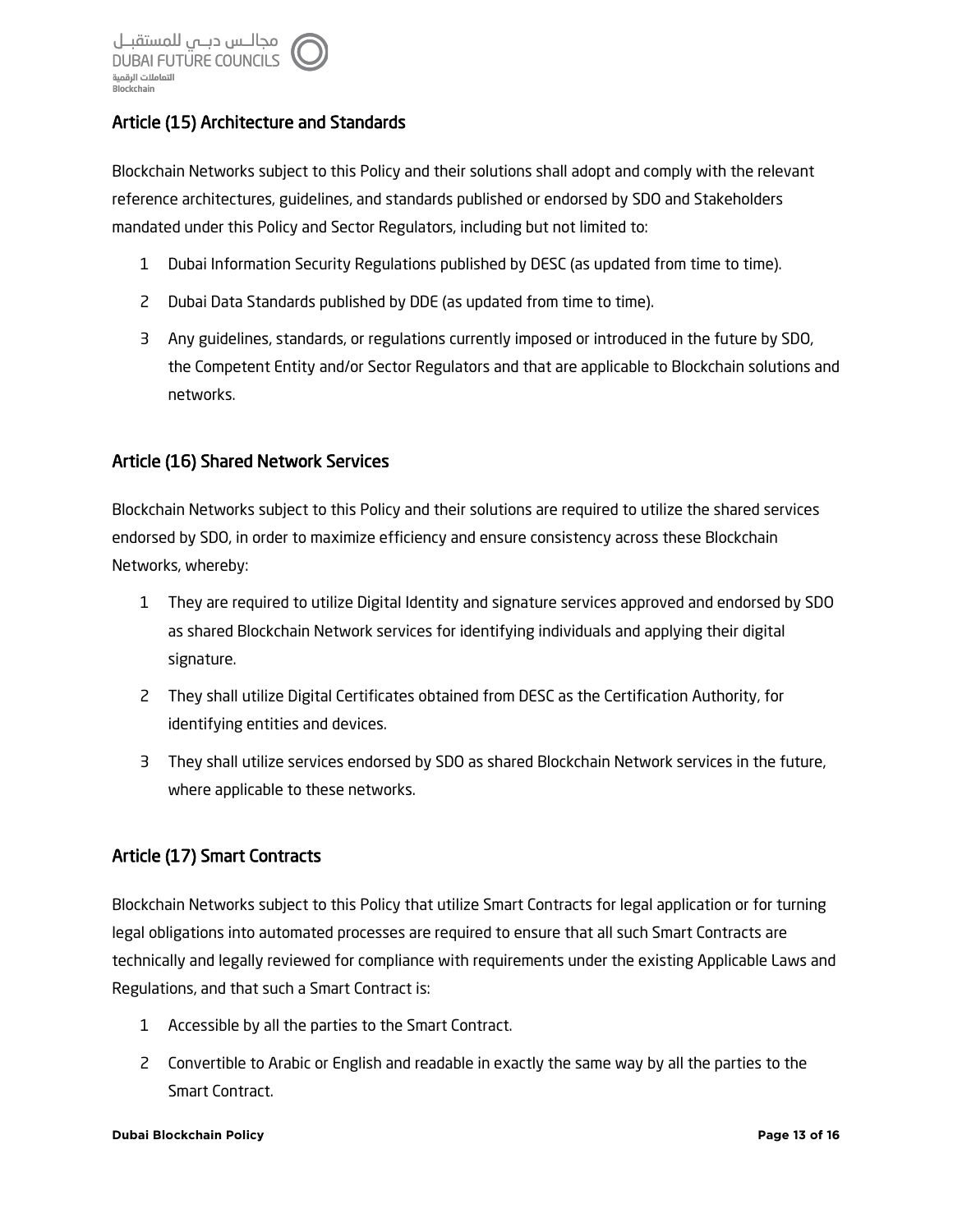## Article (15) Architecture and Standards

Blockchain Networks subject to this Policy and their solutions shall adopt and comply with the relevant reference architectures, guidelines, and standards published or endorsed by SDO and Stakeholders mandated under this Policy and Sector Regulators, including but not limited to:

1. Dubai Information Security Regulations published by DESC (as updated from time to time).
2. Dubai Data Standards published by DDE (as updated from time to time).
3. Any guidelines, standards, or regulations currently imposed or introduced in the future by SDO, the Competent Entity and/or Sector Regulators and that are applicable to Blockchain solutions and networks.

## Article (16) Shared Network Services

Blockchain Networks subject to this Policy and their solutions are required to utilize the shared services endorsed by SDO, in order to maximize efficiency and ensure consistency across these Blockchain Networks, whereby:

1. They are required to utilize Digital Identity and signature services approved and endorsed by SDO as shared Blockchain Network services for identifying individuals and applying their digital signature.
2. They shall utilize Digital Certificates obtained from DESC as the Certification Authority, for identifying entities and devices.
3. They shall utilize services endorsed by SDO as shared Blockchain Network services in the future, where applicable to these networks.

## Article (17) Smart Contracts

Blockchain Networks subject to this Policy that utilize Smart Contracts for legal application or for turning legal obligations into automated processes are required to ensure that all such Smart Contracts are technically and legally reviewed for compliance with requirements under the existing Applicable Laws and Regulations, and that such a Smart Contract is:

1. Accessible by all the parties to the Smart Contract.
2. Convertible to Arabic or English and readable in exactly the same way by all the parties to the Smart Contract.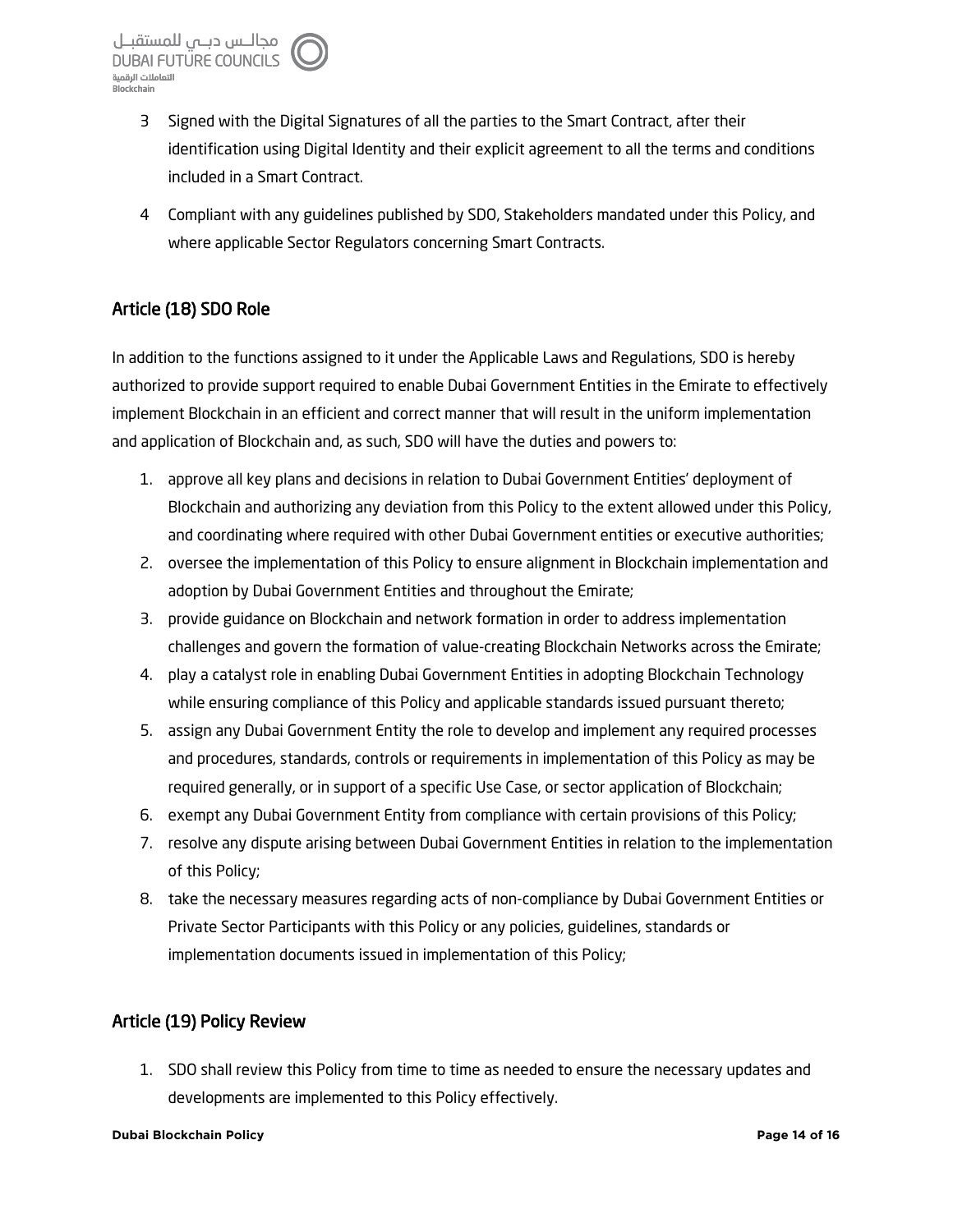3 Signed with the Digital Signatures of all the parties to the Smart Contract, after their identification using Digital Identity and their explicit agreement to all the terms and conditions included in a Smart Contract.

4 Compliant with any guidelines published by SDO, Stakeholders mandated under this Policy, and where applicable Sector Regulators concerning Smart Contracts.

## Article (18) SDO Role

In addition to the functions assigned to it under the Applicable Laws and Regulations, SDO is hereby authorized to provide support required to enable Dubai Government Entities in the Emirate to effectively implement Blockchain in an efficient and correct manner that will result in the uniform implementation and application of Blockchain and, as such, SDO will have the duties and powers to:

1. approve all key plans and decisions in relation to Dubai Government Entities' deployment of Blockchain and authorizing any deviation from this Policy to the extent allowed under this Policy, and coordinating where required with other Dubai Government entities or executive authorities;
2. oversee the implementation of this Policy to ensure alignment in Blockchain implementation and adoption by Dubai Government Entities and throughout the Emirate;
3. provide guidance on Blockchain and network formation in order to address implementation challenges and govern the formation of value-creating Blockchain Networks across the Emirate;
4. play a catalyst role in enabling Dubai Government Entities in adopting Blockchain Technology while ensuring compliance of this Policy and applicable standards issued pursuant thereto;
5. assign any Dubai Government Entity the role to develop and implement any required processes and procedures, standards, controls or requirements in implementation of this Policy as may be required generally, or in support of a specific Use Case, or sector application of Blockchain;
6. exempt any Dubai Government Entity from compliance with certain provisions of this Policy;
7. resolve any dispute arising between Dubai Government Entities in relation to the implementation of this Policy;
8. take the necessary measures regarding acts of non-compliance by Dubai Government Entities or Private Sector Participants with this Policy or any policies, guidelines, standards or implementation documents issued in implementation of this Policy;

## Article (19) Policy Review

1. SDO shall review this Policy from time to time as needed to ensure the necessary updates and developments are implemented to this Policy effectively.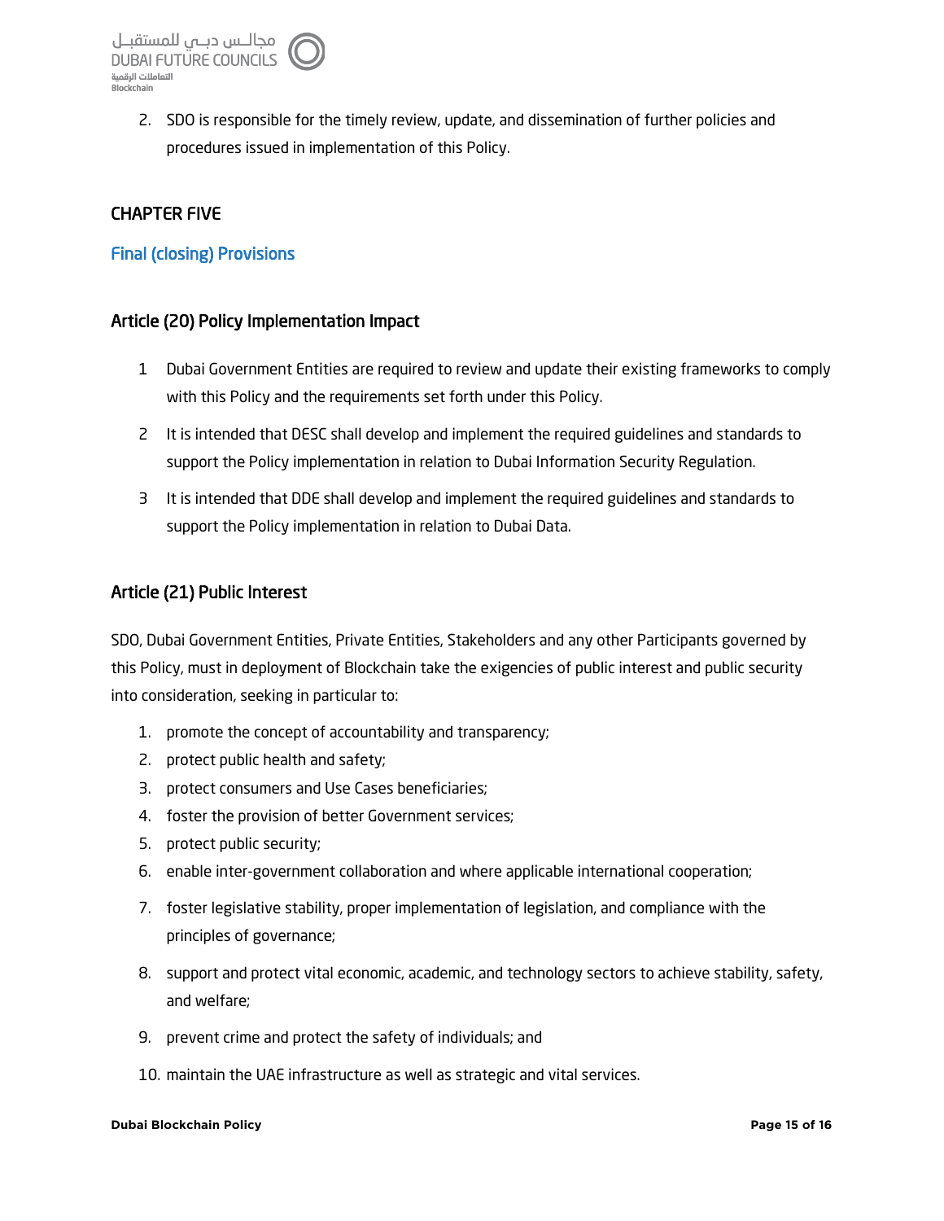2. SDO is responsible for the timely review, update, and dissemination of further policies and procedures issued in implementation of this Policy.

## CHAPTER FIVE

## Final (closing) Provisions

### Article (20) Policy Implementation Impact

1. Dubai Government Entities are required to review and update their existing frameworks to comply with this Policy and the requirements set forth under this Policy.
2. It is intended that DESC shall develop and implement the required guidelines and standards to support the Policy implementation in relation to Dubai Information Security Regulation.
3. It is intended that DDE shall develop and implement the required guidelines and standards to support the Policy implementation in relation to Dubai Data.

### Article (21) Public Interest

SDO, Dubai Government Entities, Private Entities, Stakeholders and any other Participants governed by this Policy, must in deployment of Blockchain take the exigencies of public interest and public security into consideration, seeking in particular to:

1. promote the concept of accountability and transparency;
2. protect public health and safety;
3. protect consumers and Use Cases beneficiaries;
4. foster the provision of better Government services;
5. protect public security;
6. enable inter-government collaboration and where applicable international cooperation;
7. foster legislative stability, proper implementation of legislation, and compliance with the principles of governance;
8. support and protect vital economic, academic, and technology sectors to achieve stability, safety, and welfare;
9. prevent crime and protect the safety of individuals; and
10. maintain the UAE infrastructure as well as strategic and vital services.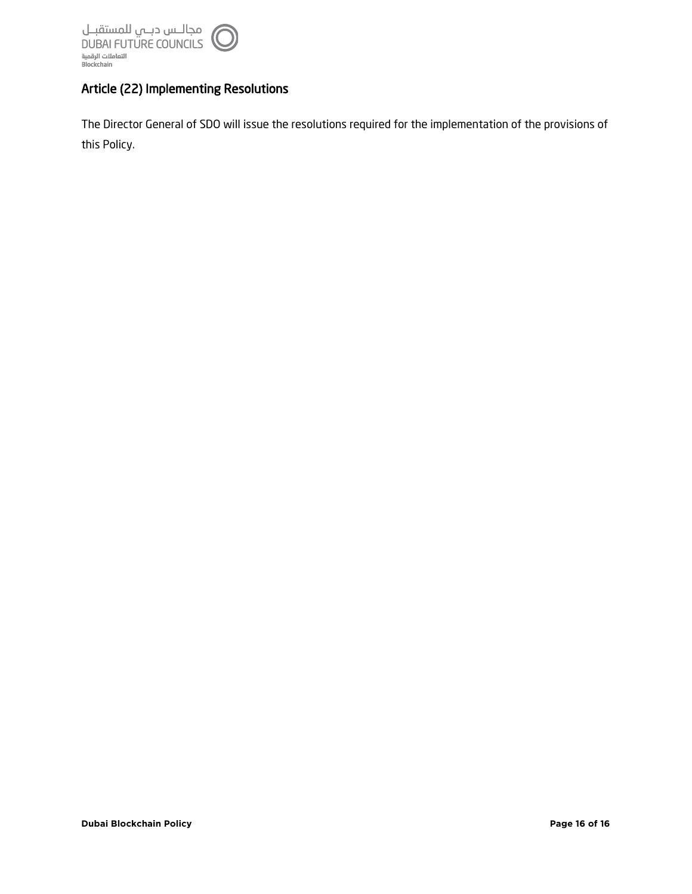## Article (22) Implementing Resolutions

The Director General of SDO will issue the resolutions required for the implementation of the provisions of this Policy.